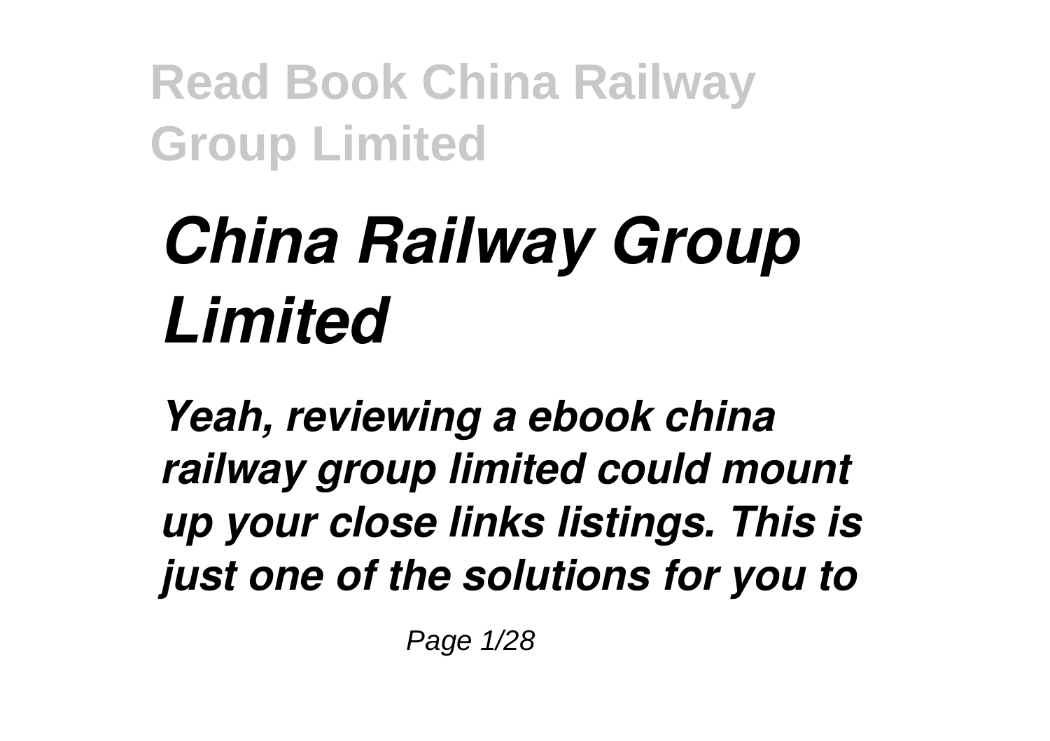# *China Railway Group Limited*

***Yeah, reviewing a ebook china railway group limited could mount up your close links listings. This is just one of the solutions for you to***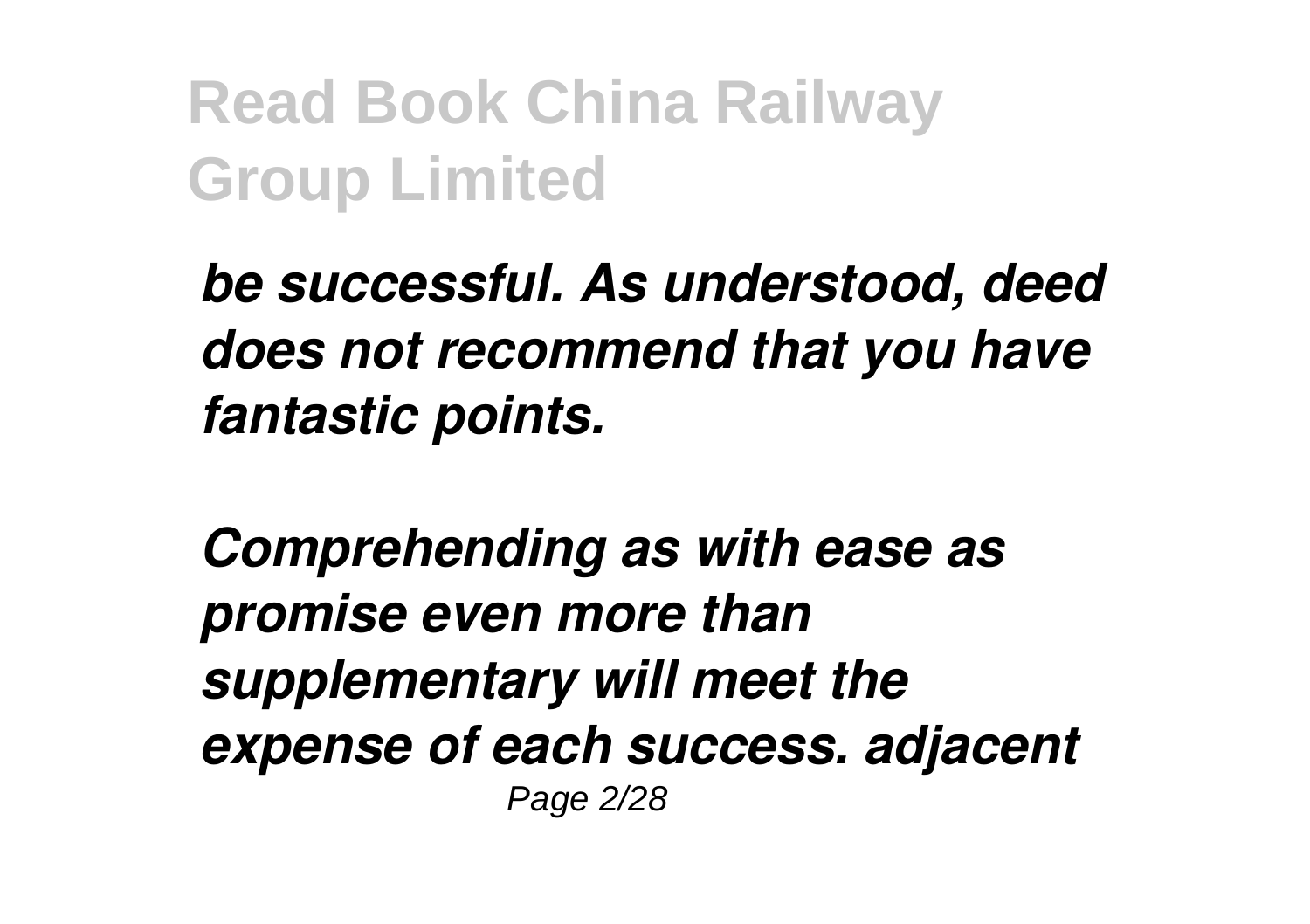*be successful. As understood, deed does not recommend that you have fantastic points.*

*Comprehending as with ease as promise even more than supplementary will meet the expense of each success. adjacent*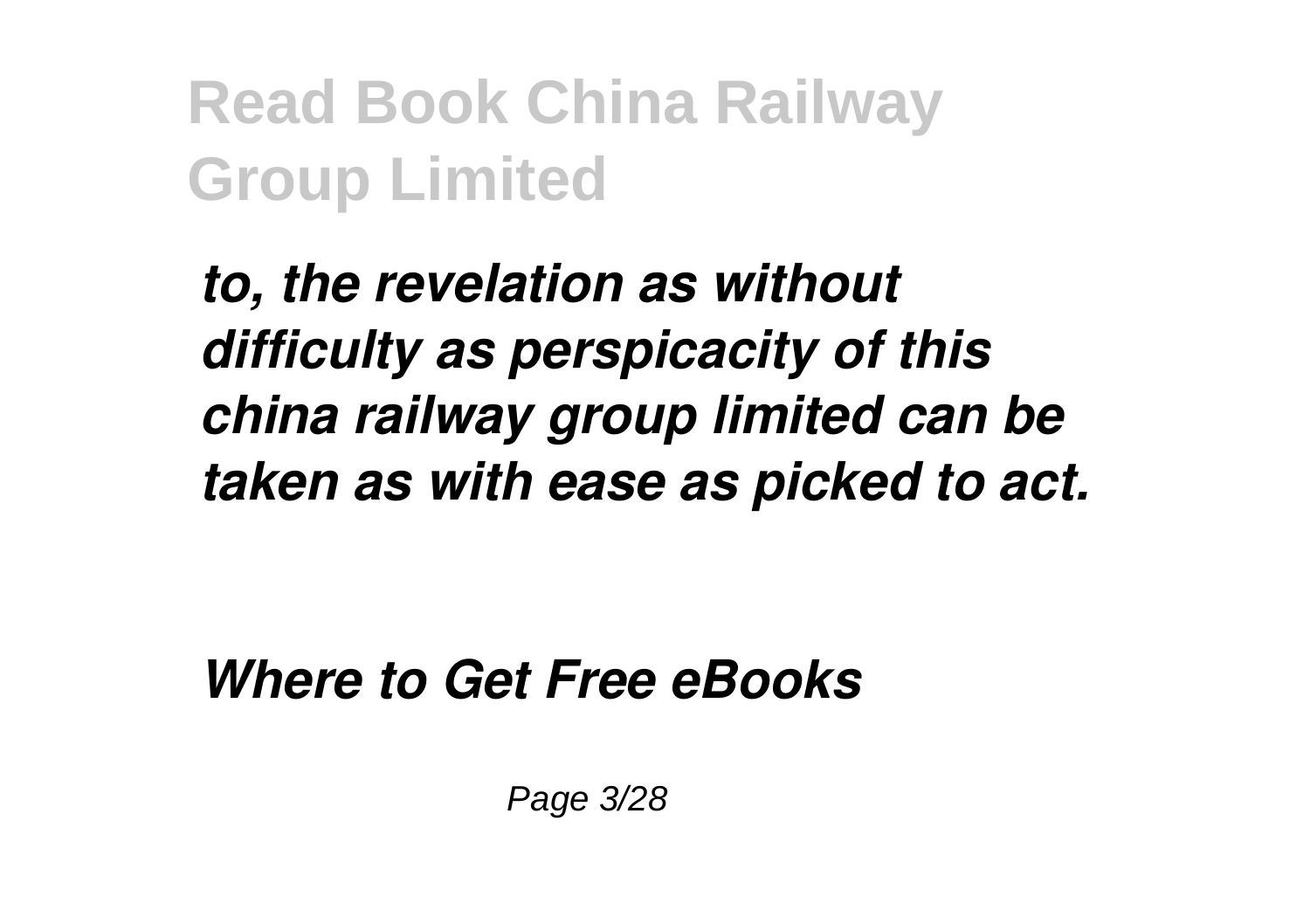*to, the revelation as without difficulty as perspicacity of this china railway group limited can be taken as with ease as picked to act.*

***Where to Get Free eBooks***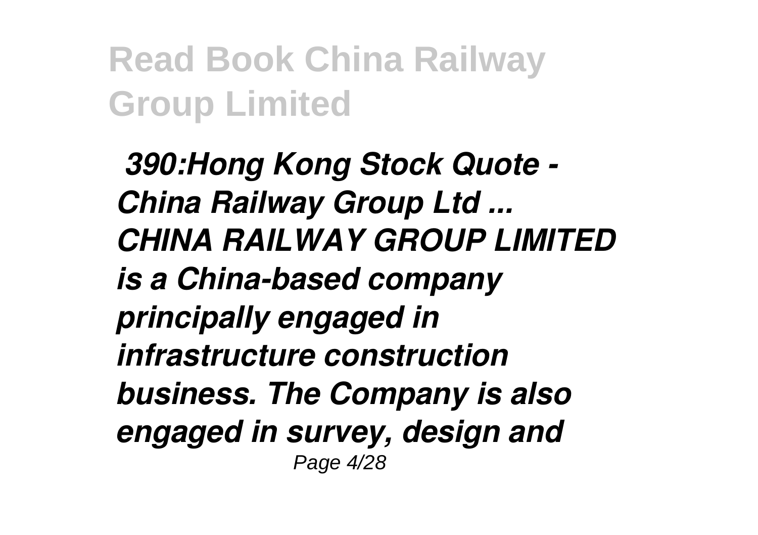*390:Hong Kong Stock Quote - China Railway Group Ltd ...*
*CHINA RAILWAY GROUP LIMITED is a China-based company principally engaged in infrastructure construction business. The Company is also engaged in survey, design and*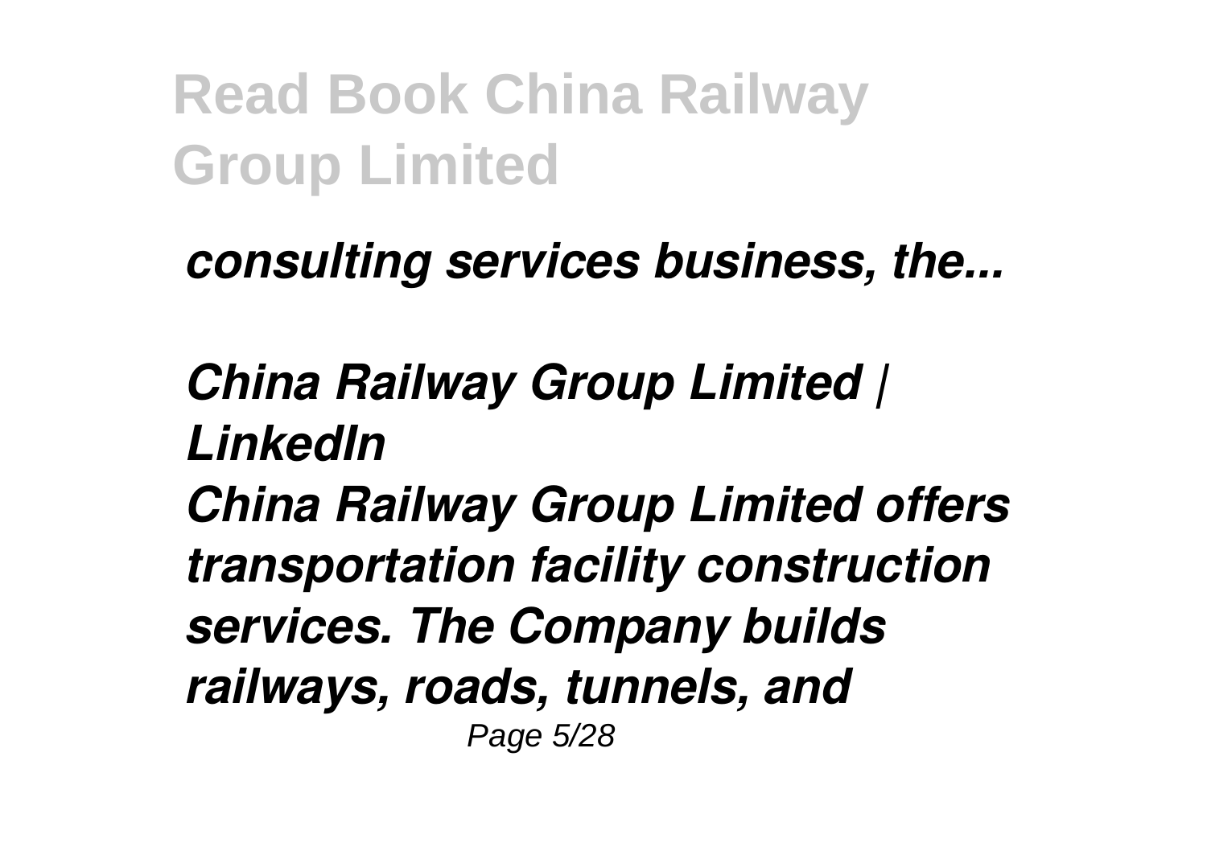*consulting services business, the...*

*China Railway Group Limited | LinkedIn*

*China Railway Group Limited offers transportation facility construction services. The Company builds railways, roads, tunnels, and*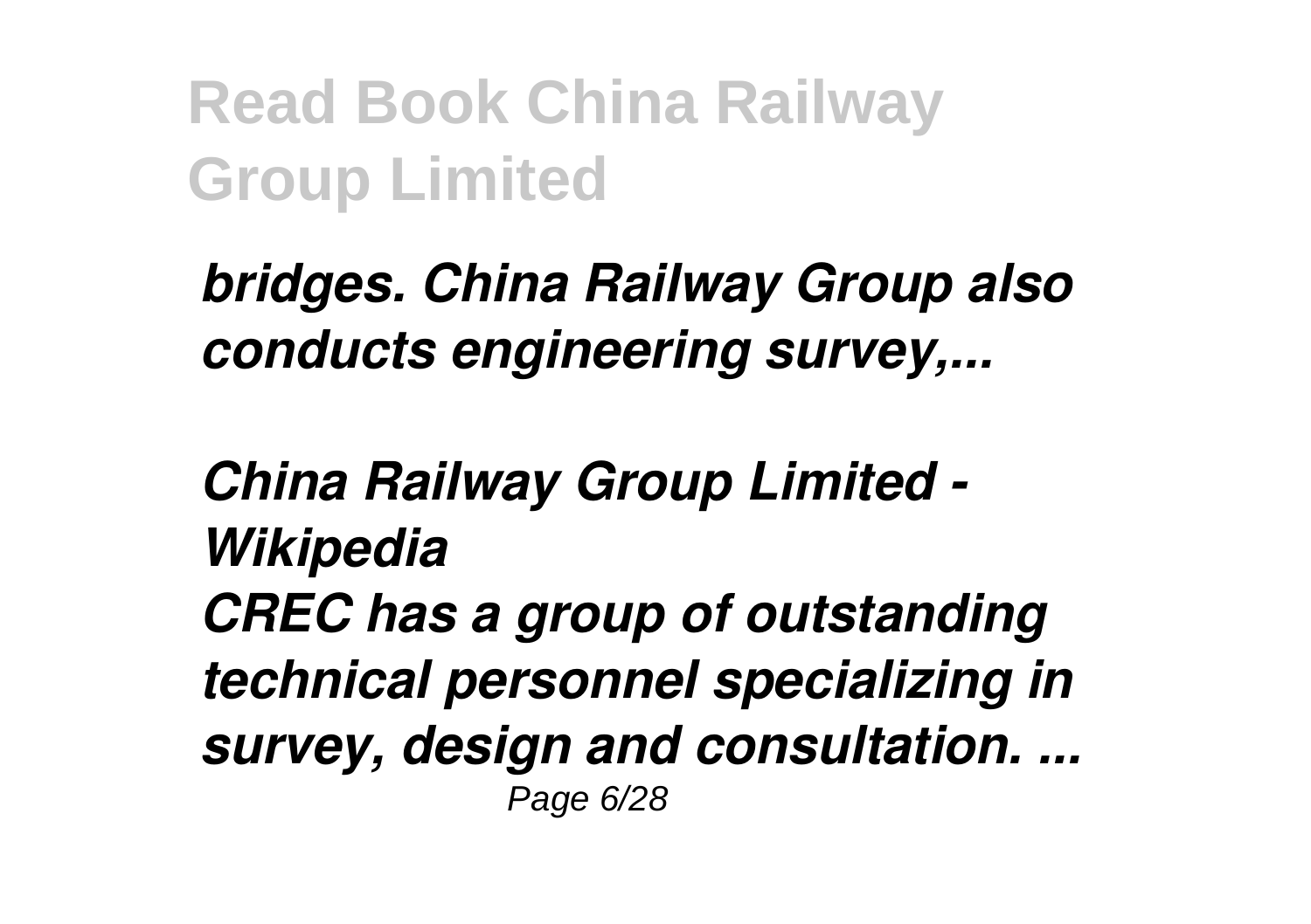*bridges. China Railway Group also conducts engineering survey,...*

***China Railway Group Limited - Wikipedia***

***CREC has a group of outstanding technical personnel specializing in survey, design and consultation. ...***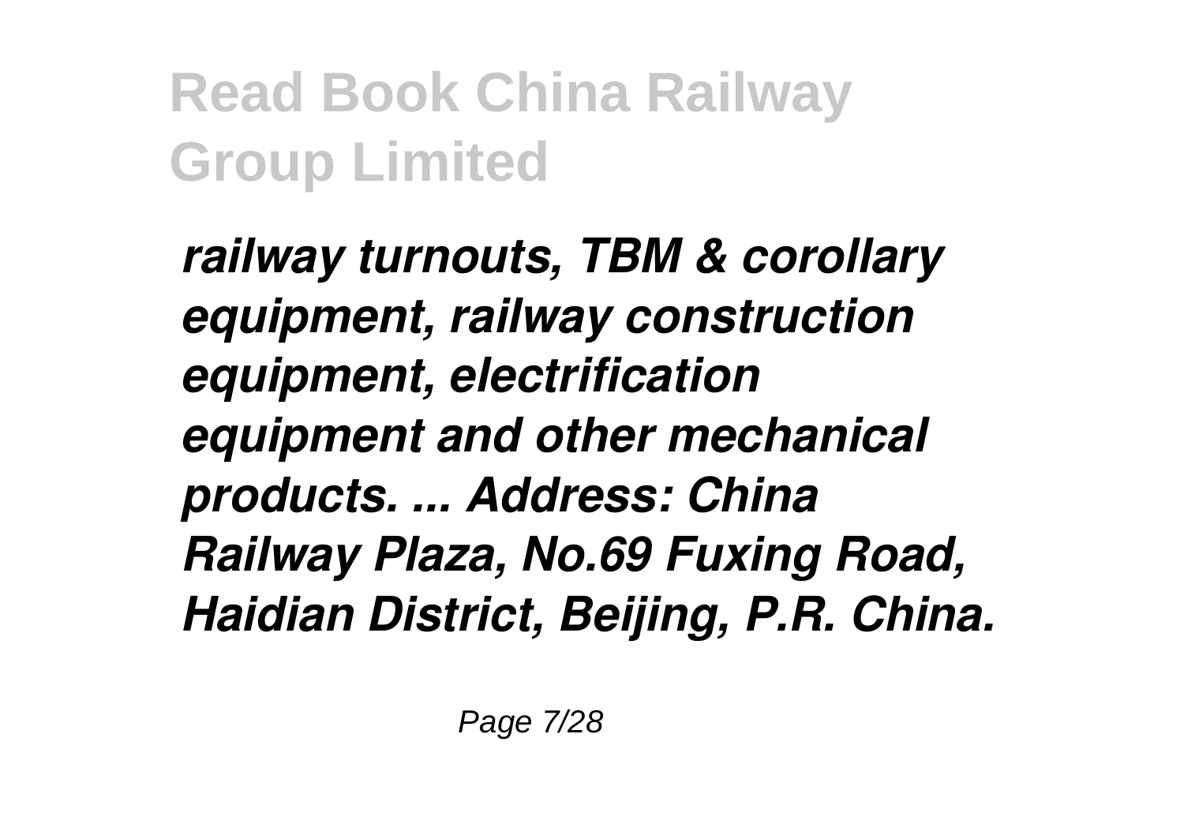***railway turnouts, TBM & corollary equipment, railway construction equipment, electrification equipment and other mechanical products. ... Address: China Railway Plaza, No.69 Fuxing Road, Haidian District, Beijing, P.R. China.***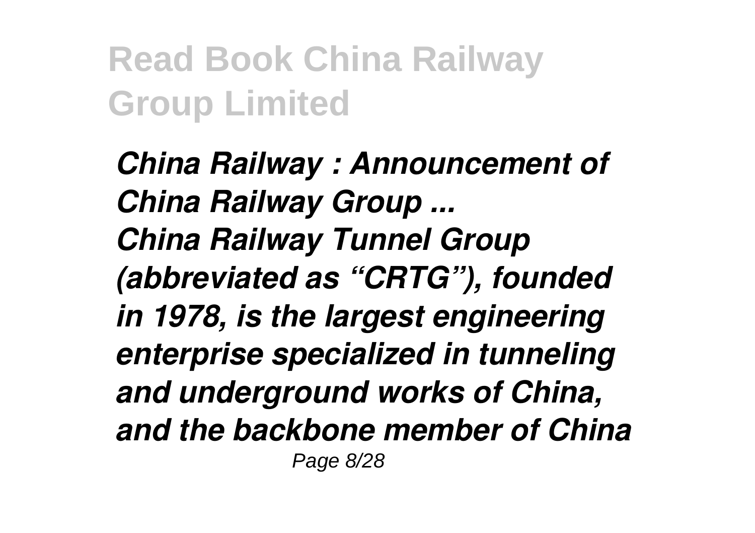*China Railway : Announcement of China Railway Group ...*
*China Railway Tunnel Group (abbreviated as "CRTG"), founded in 1978, is the largest engineering enterprise specialized in tunneling and underground works of China, and the backbone member of China*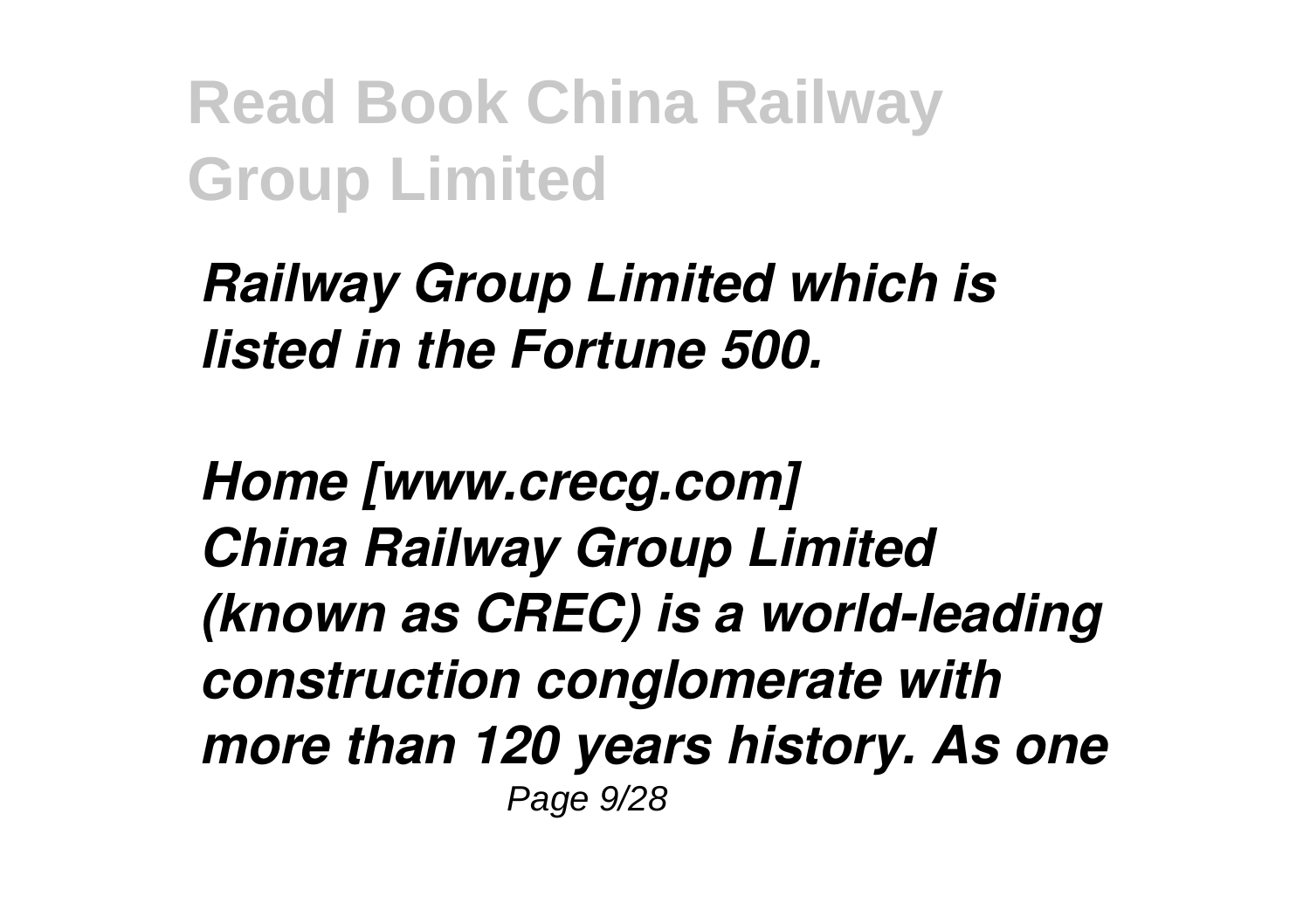*Railway Group Limited which is listed in the Fortune 500.*

*Home [www.crecg.com]*
*China Railway Group Limited (known as CREC) is a world-leading construction conglomerate with more than 120 years history. As one*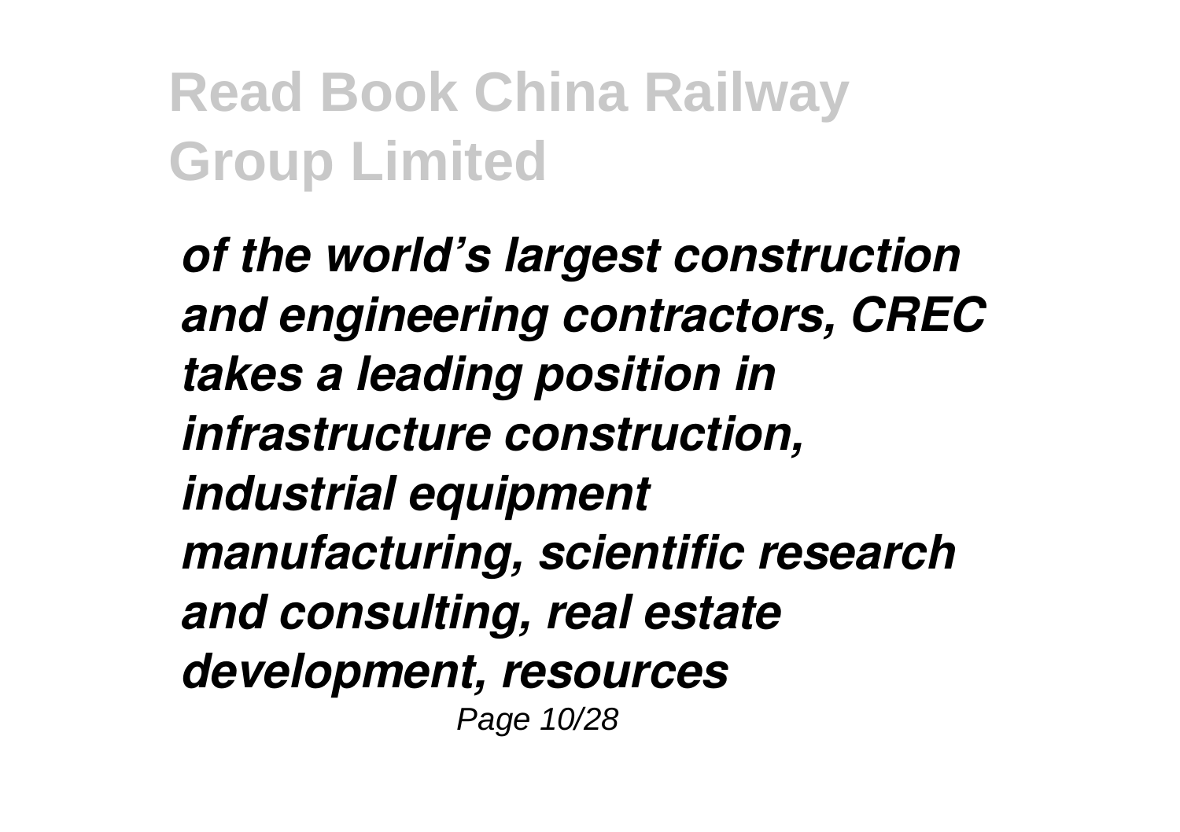*of the world's largest construction and engineering contractors, CREC takes a leading position in infrastructure construction, industrial equipment manufacturing, scientific research and consulting, real estate development, resources*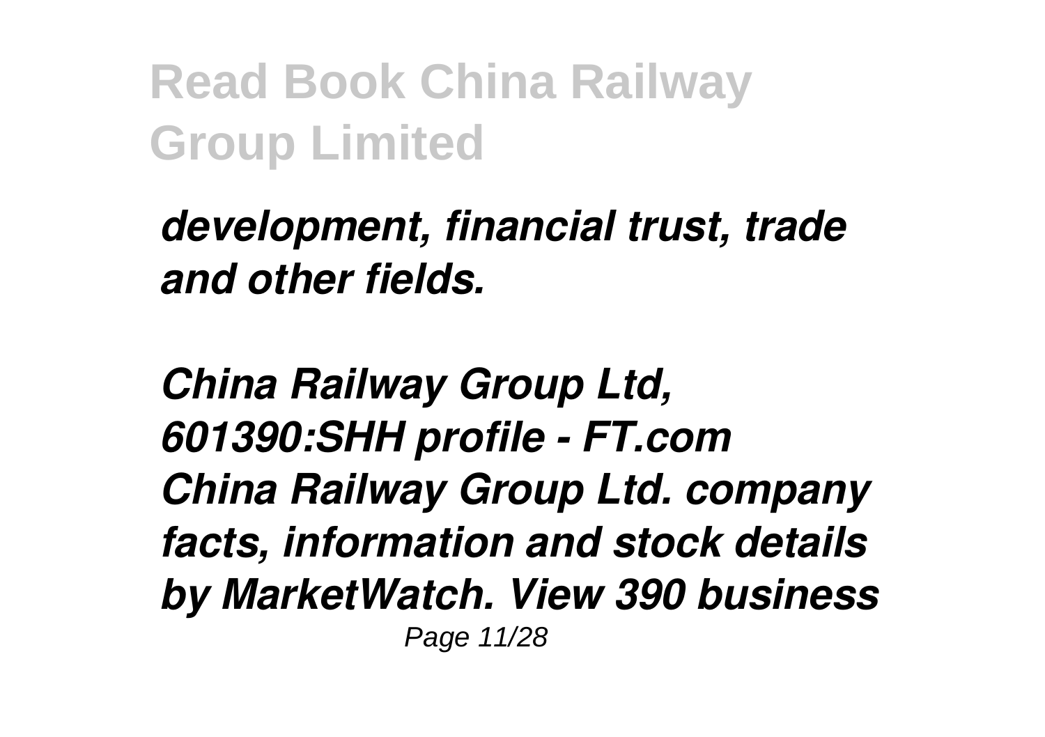*development, financial trust, trade and other fields.*

*China Railway Group Ltd, 601390:SHH profile - FT.com*
*China Railway Group Ltd. company facts, information and stock details by MarketWatch. View 390 business*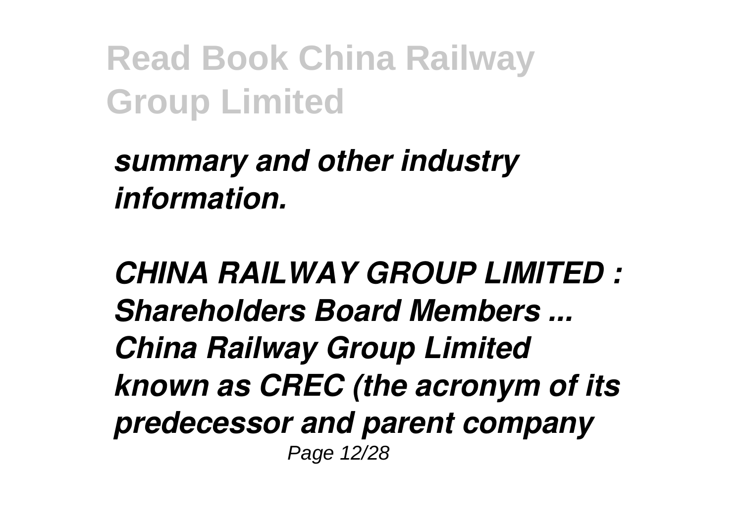*summary and other industry information.*

*CHINA RAILWAY GROUP LIMITED : Shareholders Board Members ...*
*China Railway Group Limited known as CREC (the acronym of its predecessor and parent company*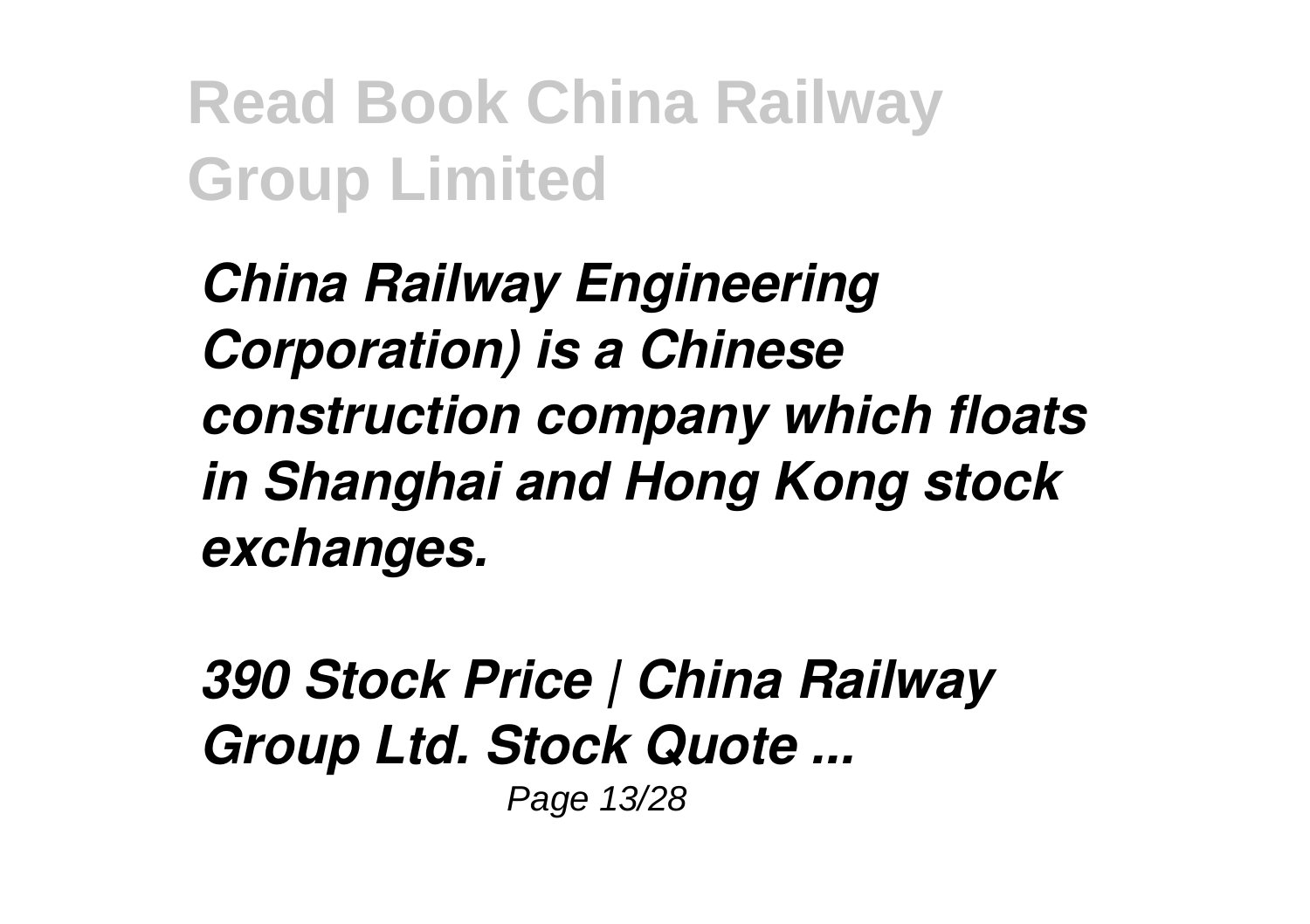*China Railway Engineering Corporation) is a Chinese construction company which floats in Shanghai and Hong Kong stock exchanges.*

***390 Stock Price | China Railway Group Ltd. Stock Quote ...***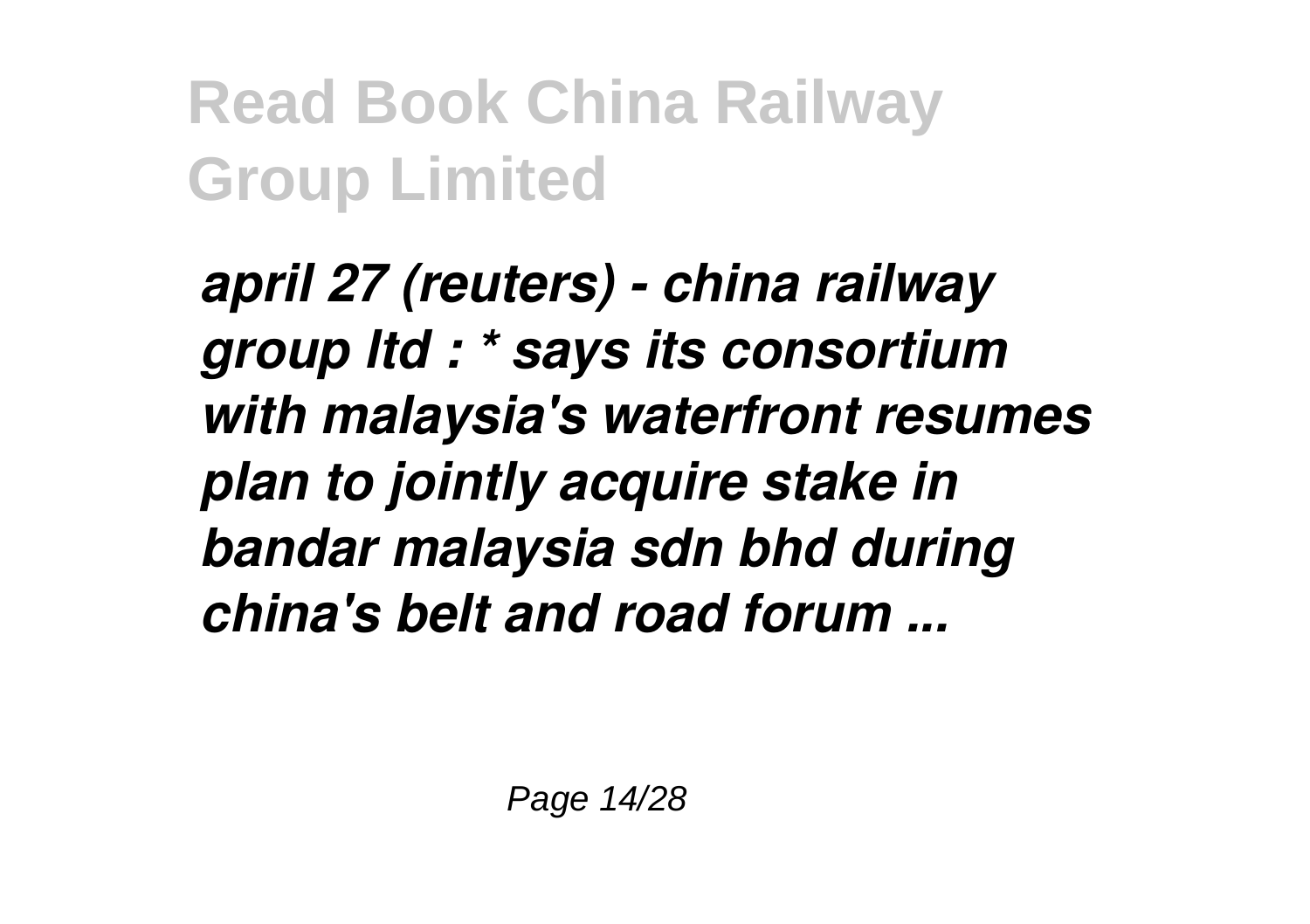*april 27 (reuters) - china railway group ltd : * says its consortium with malaysia's waterfront resumes plan to jointly acquire stake in bandar malaysia sdn bhd during china's belt and road forum ...*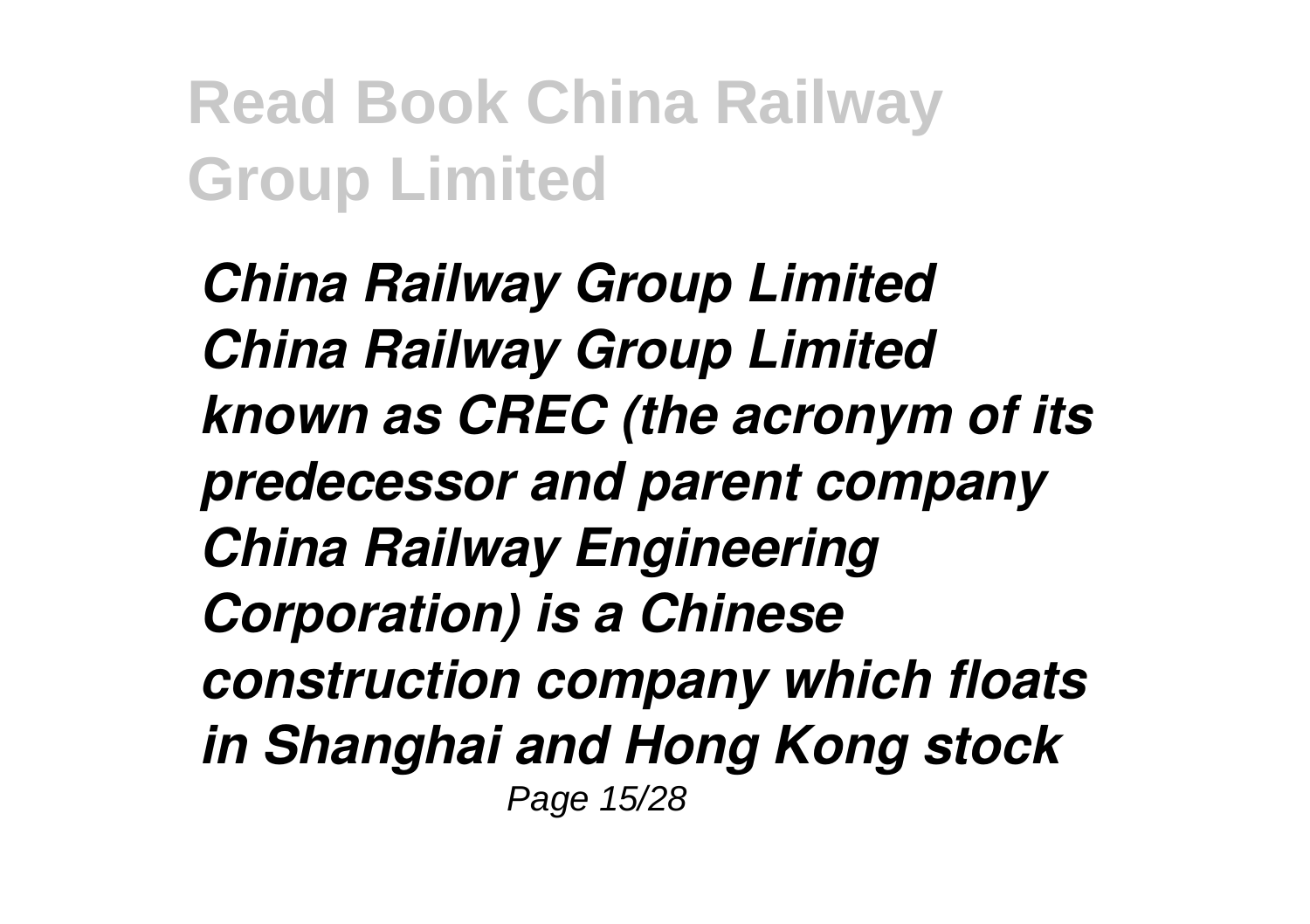***China Railway Group Limited***

***China Railway Group Limited known as CREC (the acronym of its predecessor and parent company China Railway Engineering Corporation) is a Chinese construction company which floats in Shanghai and Hong Kong stock***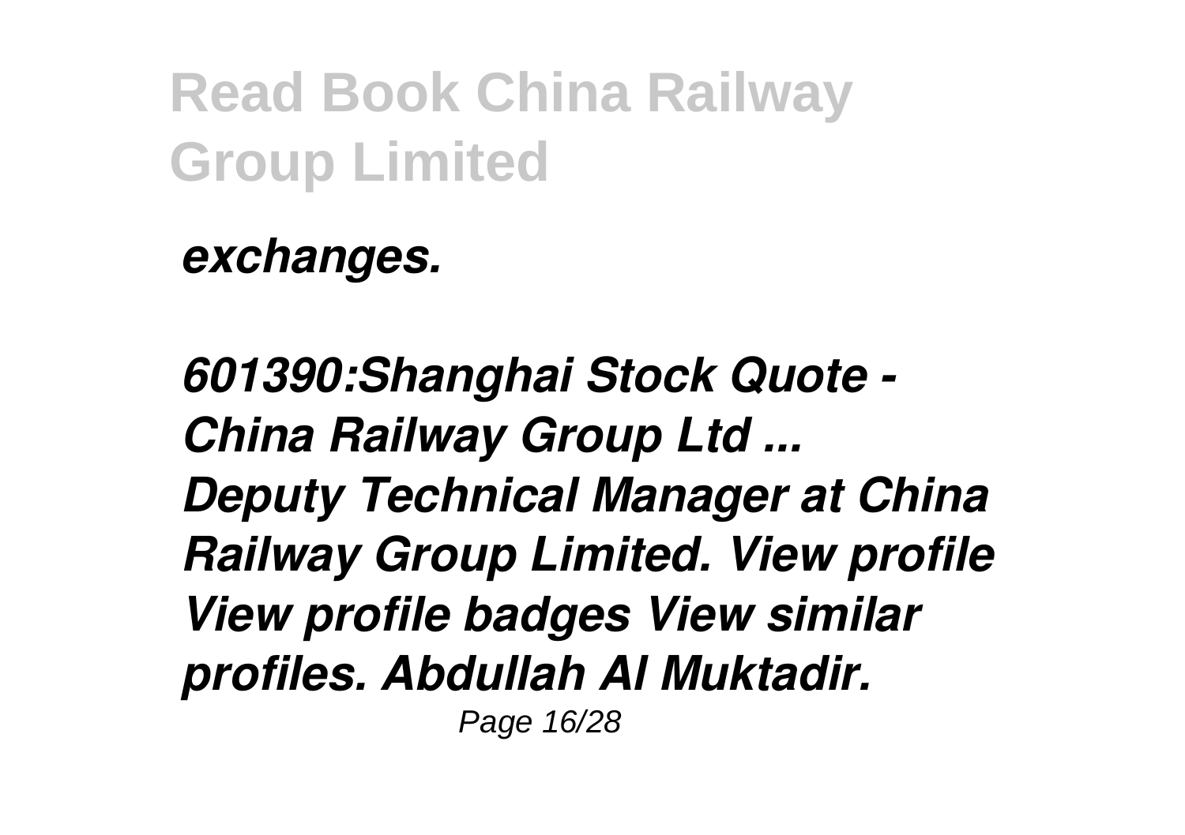*exchanges.*

*601390:Shanghai Stock Quote - China Railway Group Ltd ...*
*Deputy Technical Manager at China Railway Group Limited. View profile View profile badges View similar profiles. Abdullah Al Muktadir.*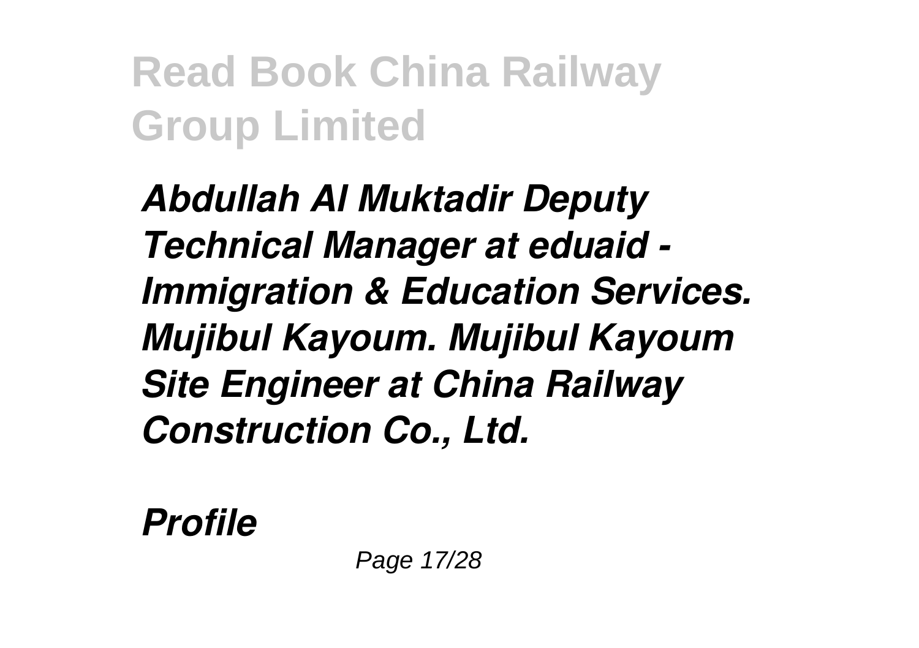*Abdullah Al Muktadir Deputy Technical Manager at eduaid - Immigration & Education Services. Mujibul Kayoum. Mujibul Kayoum Site Engineer at China Railway Construction Co., Ltd.*

***Profile***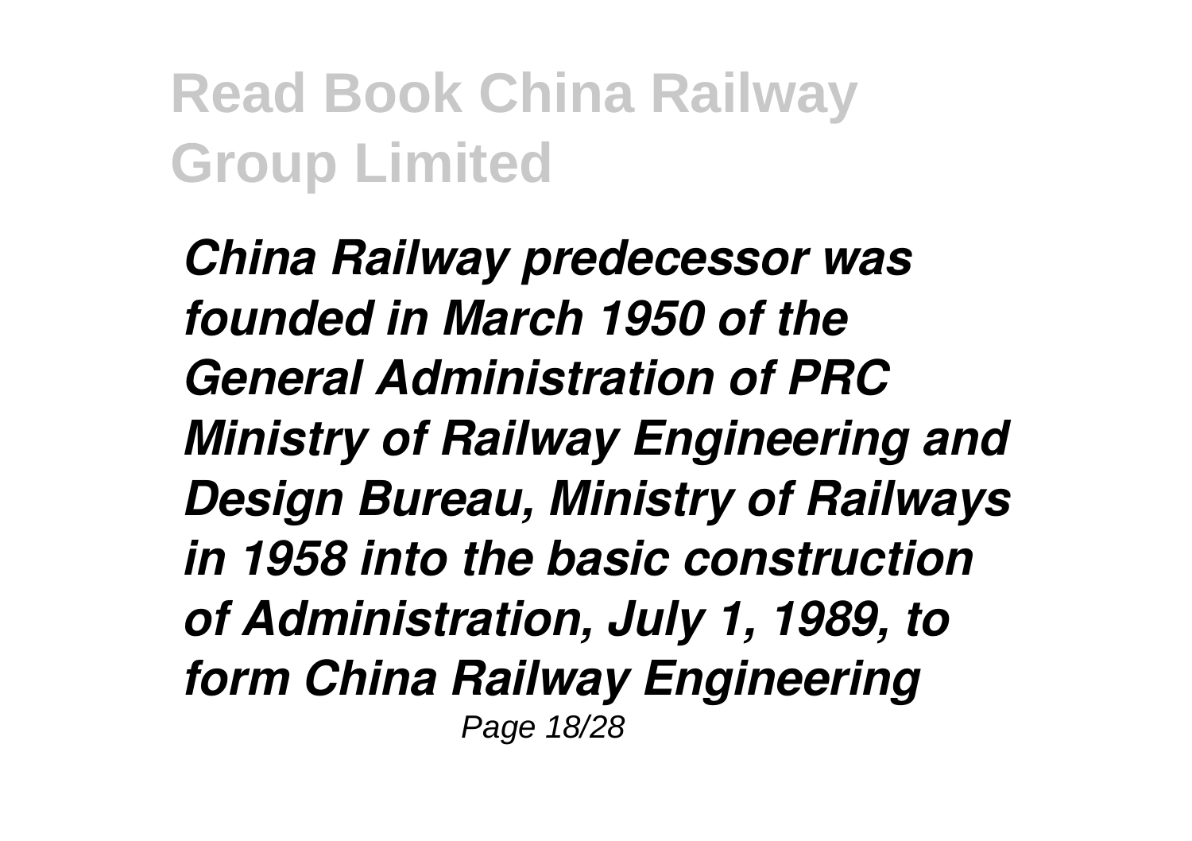*China Railway predecessor was founded in March 1950 of the General Administration of PRC Ministry of Railway Engineering and Design Bureau, Ministry of Railways in 1958 into the basic construction of Administration, July 1, 1989, to form China Railway Engineering*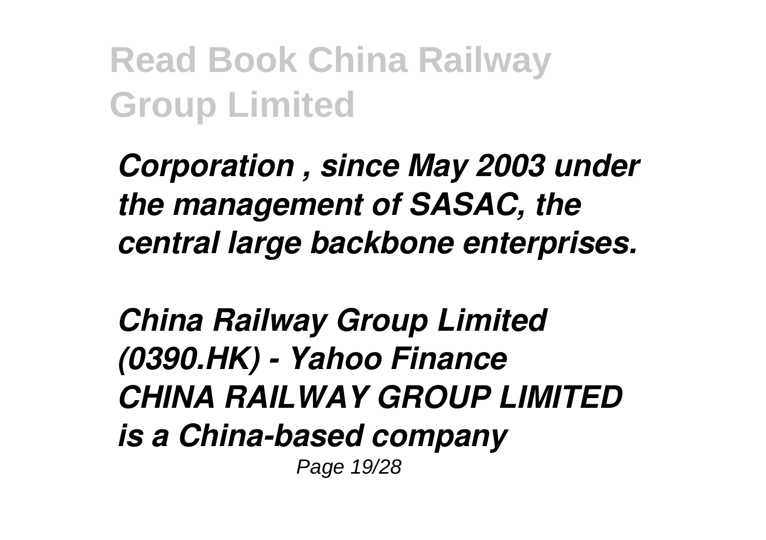*Corporation , since May 2003 under the management of SASAC, the central large backbone enterprises.*

*China Railway Group Limited (0390.HK) - Yahoo Finance*
*CHINA RAILWAY GROUP LIMITED is a China-based company*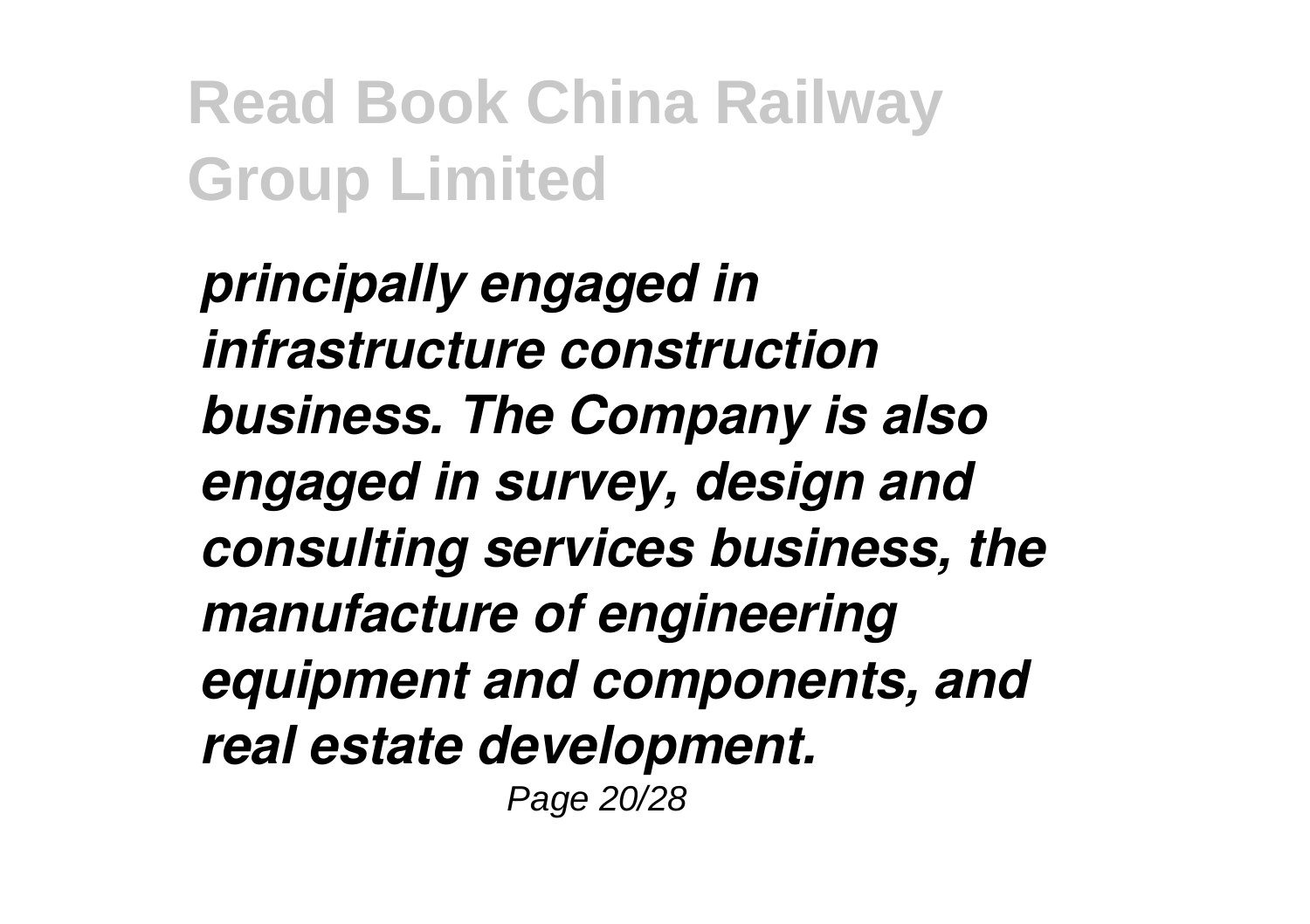*principally engaged in infrastructure construction business. The Company is also engaged in survey, design and consulting services business, the manufacture of engineering equipment and components, and real estate development.*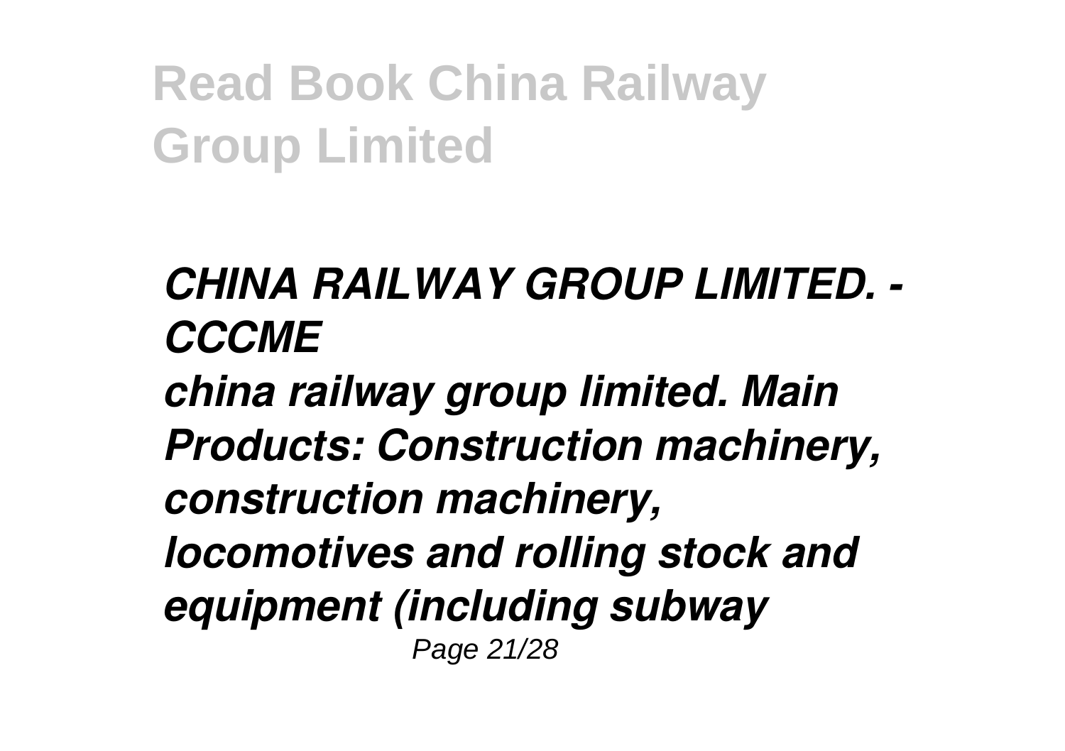## *CHINA RAILWAY GROUP LIMITED. - CCCME*

***china railway group limited. Main Products: Construction machinery, construction machinery, locomotives and rolling stock and equipment (including subway***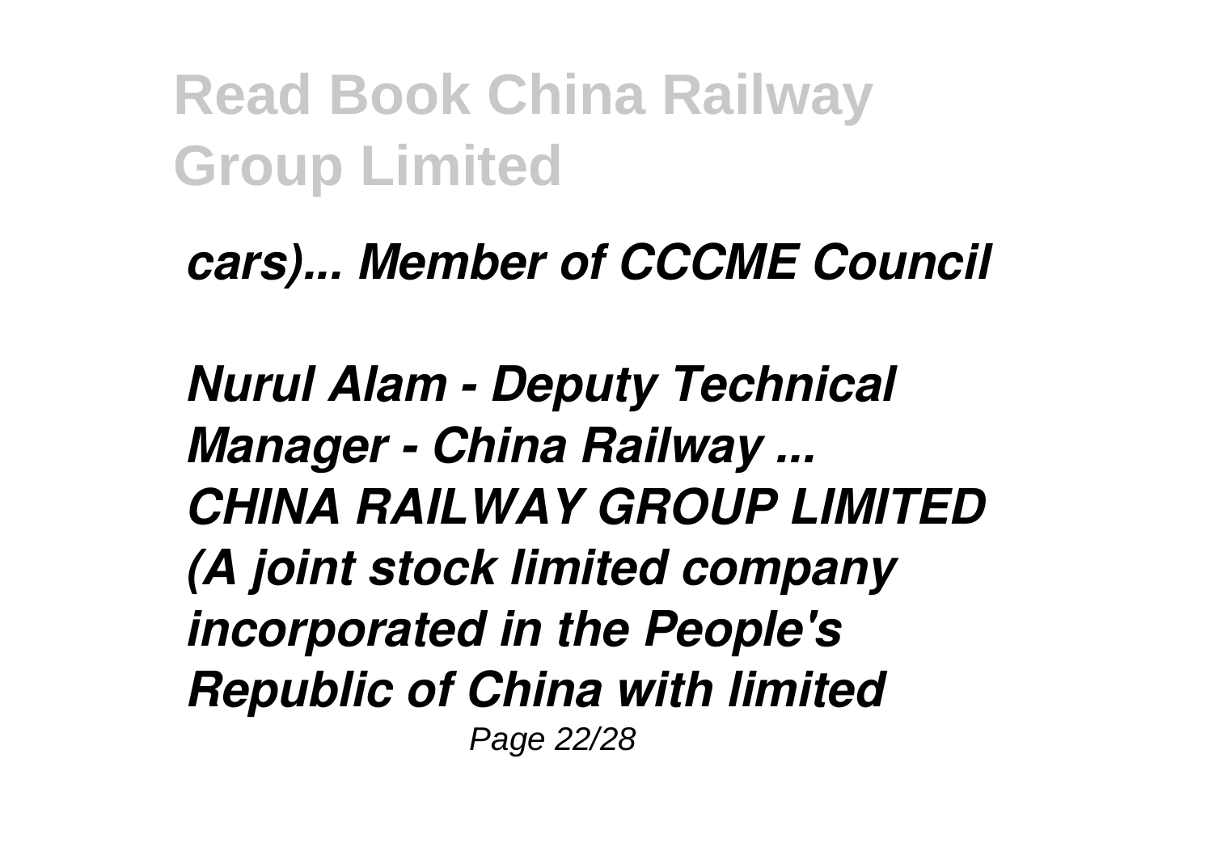*cars)... Member of CCCME Council*

***Nurul Alam - Deputy Technical Manager - China Railway ...***

***CHINA RAILWAY GROUP LIMITED (A joint stock limited company incorporated in the People's Republic of China with limited***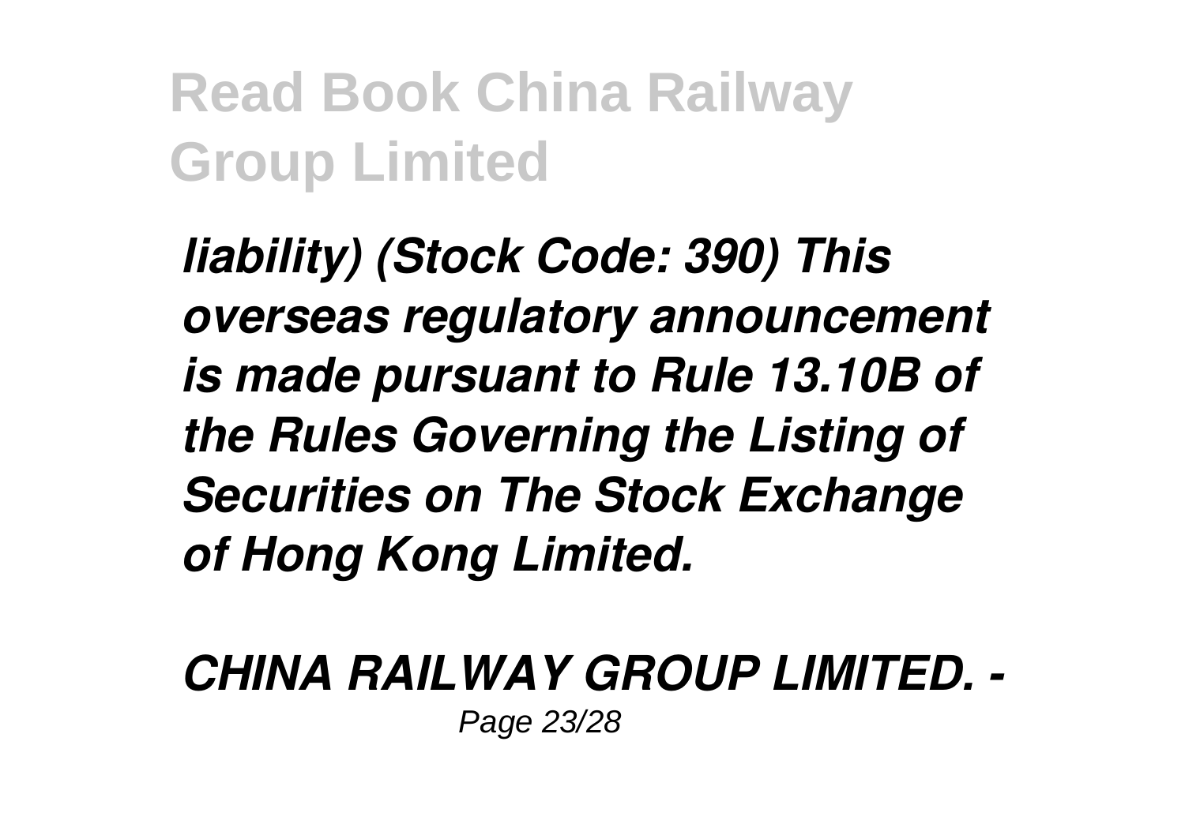*liability) (Stock Code: 390) This overseas regulatory announcement is made pursuant to Rule 13.10B of the Rules Governing the Listing of Securities on The Stock Exchange of Hong Kong Limited.*

*CHINA RAILWAY GROUP LIMITED. -*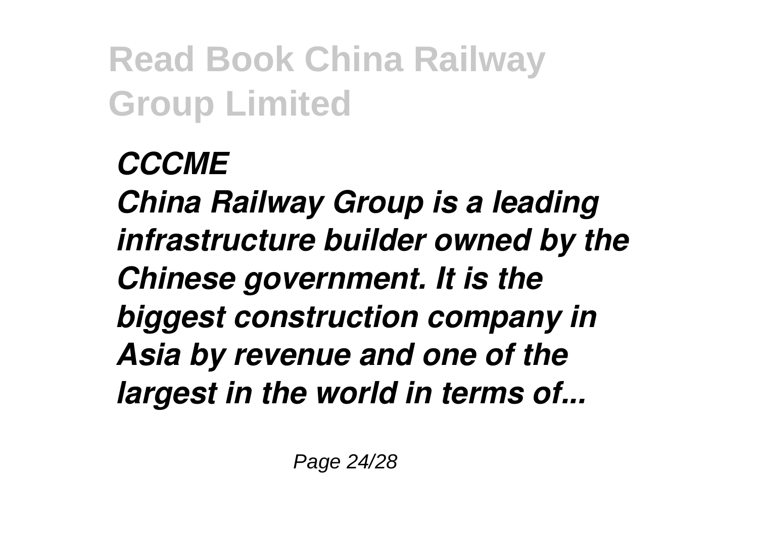*CCCME*

*China Railway Group is a leading infrastructure builder owned by the Chinese government. It is the biggest construction company in Asia by revenue and one of the largest in the world in terms of...*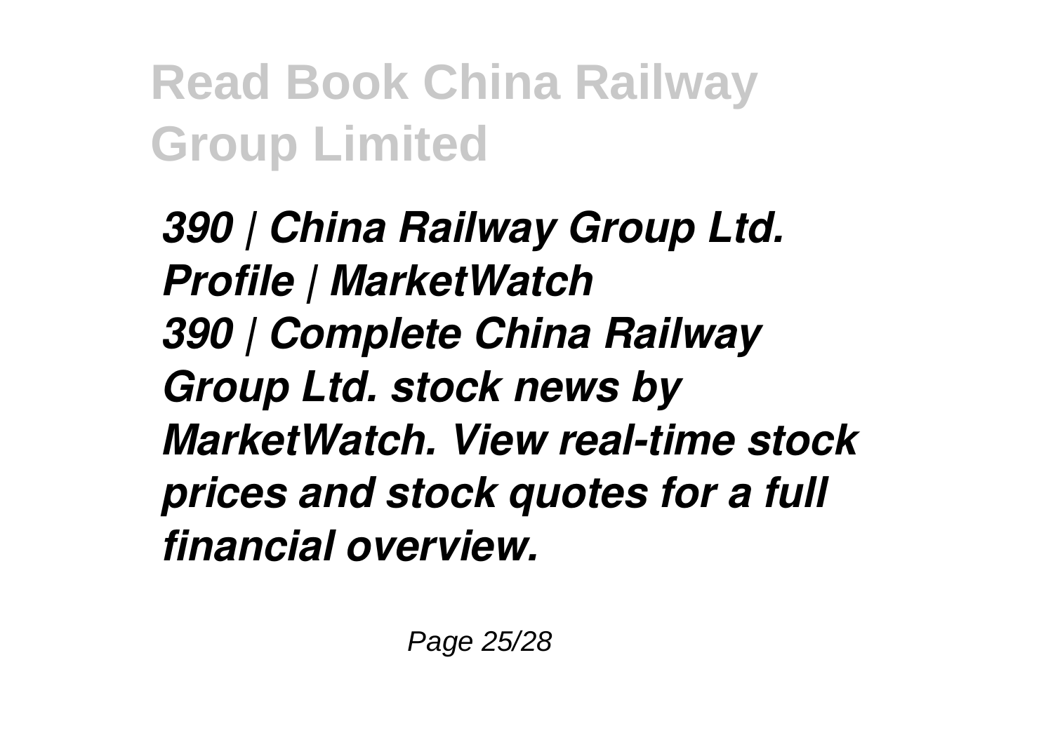*390 | China Railway Group Ltd. Profile | MarketWatch*
*390 | Complete China Railway Group Ltd. stock news by MarketWatch. View real-time stock prices and stock quotes for a full financial overview.*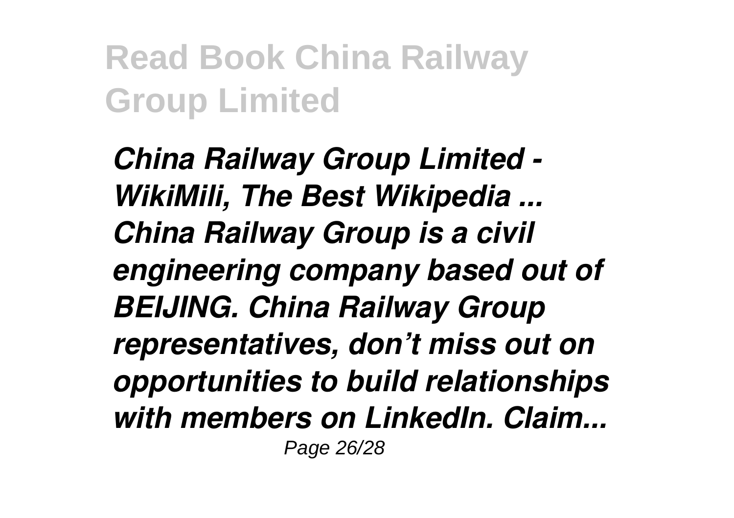*China Railway Group Limited - WikiMili, The Best Wikipedia ...*
*China Railway Group is a civil engineering company based out of BEIJING. China Railway Group representatives, don't miss out on opportunities to build relationships with members on LinkedIn. Claim...*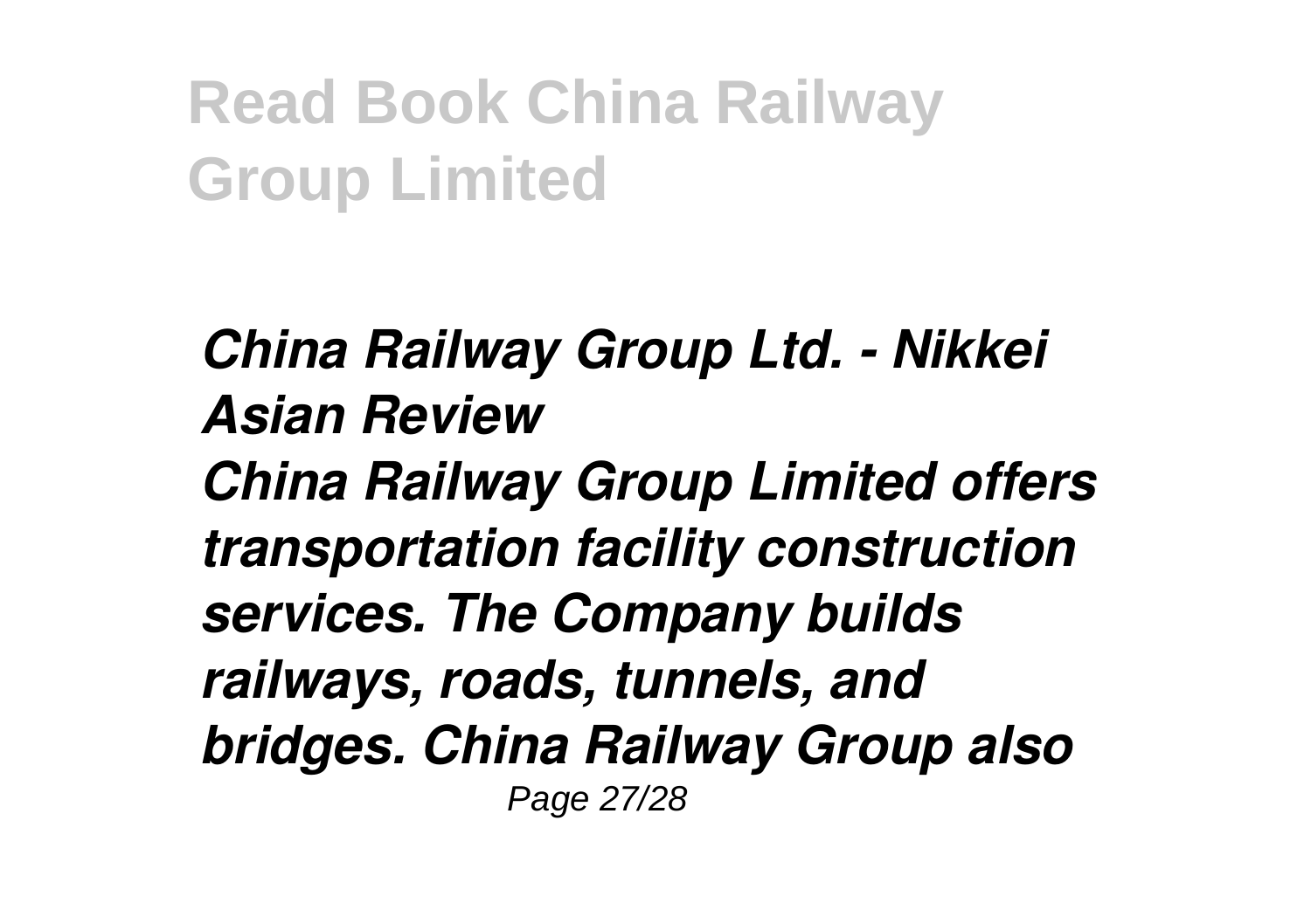*China Railway Group Ltd. - Nikkei Asian Review*

*China Railway Group Limited offers transportation facility construction services. The Company builds railways, roads, tunnels, and bridges. China Railway Group also*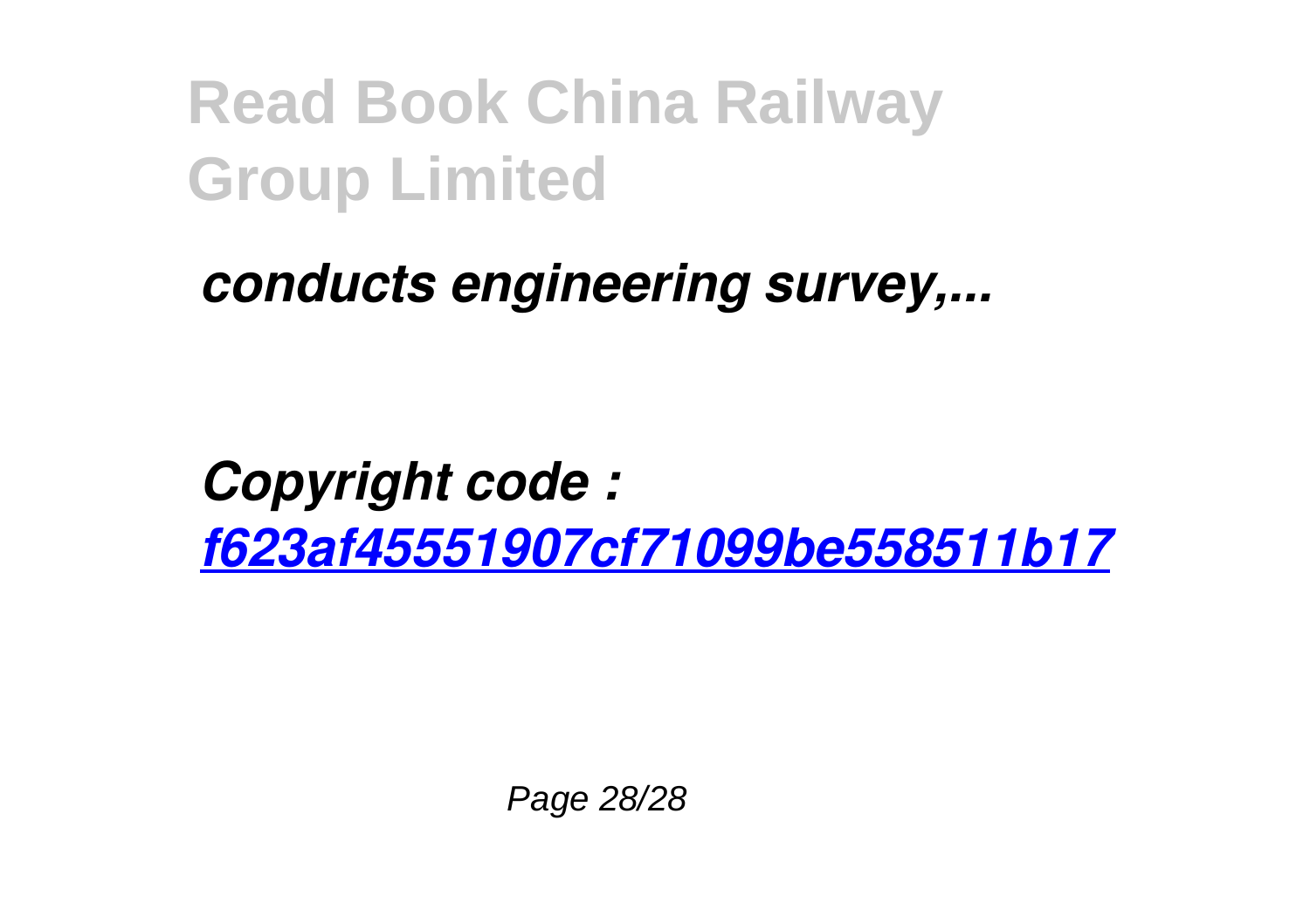*conducts engineering survey,...*

*Copyright code : [f623af45551907cf71099be558511b17](f623af45551907cf71099be558511b17)*